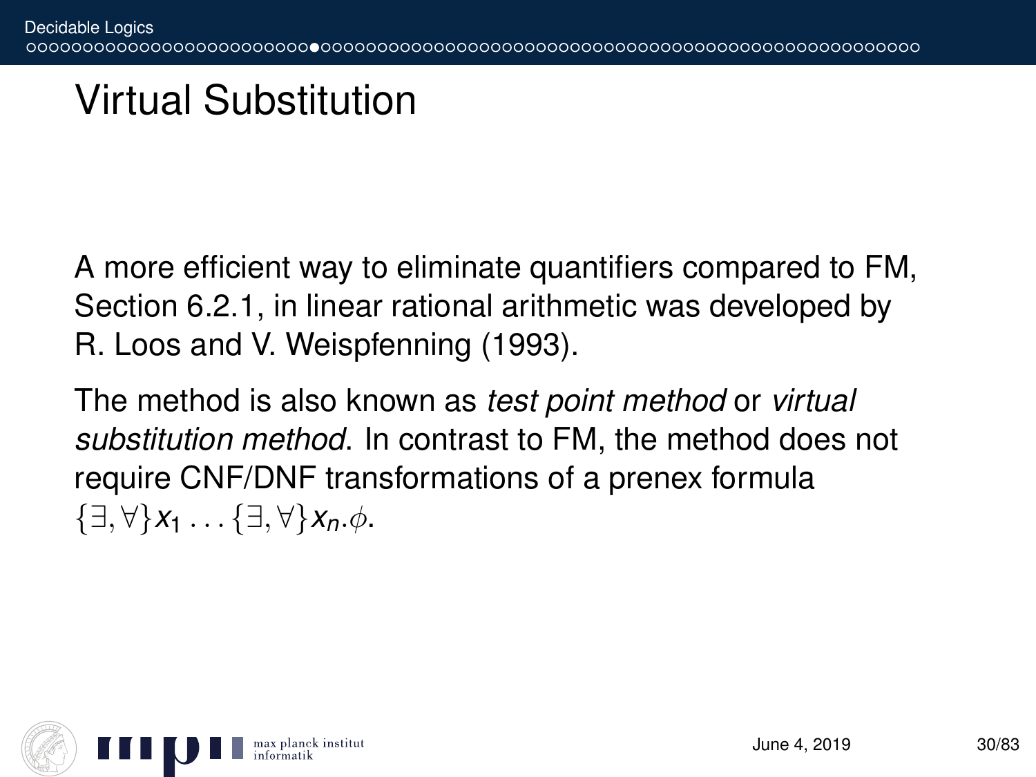# Virtual Substitution

A more efficient way to eliminate quantifiers compared to FM, Section 6.2.1, in linear rational arithmetic was developed by R. Loos and V. Weispfenning (1993).

The method is also known as *test point method* or *virtual substitution method*. In contrast to FM, the method does not require CNF/DNF transformations of a prenex formula $\{\exists, \forall\} x_1 \ldots \{\exists, \forall\} x_n.\phi$.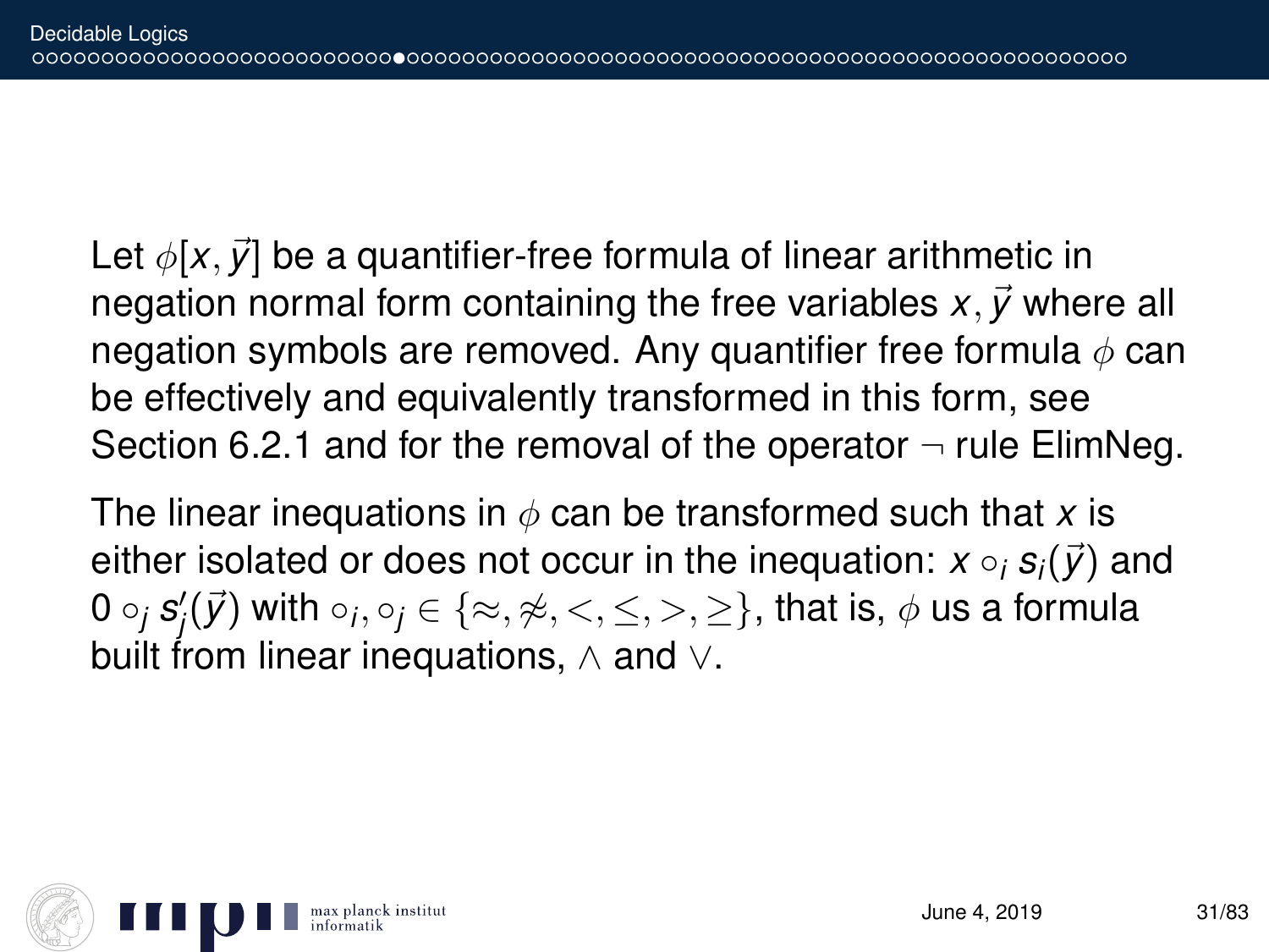Let $\phi[x, \vec{y}]$ be a quantifier-free formula of linear arithmetic in negation normal form containing the free variables $x, \vec{y}$ where all negation symbols are removed. Any quantifier free formula $\phi$ can be effectively and equivalently transformed in this form, see Section 6.2.1 and for the removal of the operator $\neg$ rule ElimNeg.

The linear inequations in $\phi$ can be transformed such that $x$ is either isolated or does not occur in the inequation: $x \circ_i s_i(\vec{y})$ and $0 \circ_j s'_j(\vec{y})$ with $\circ_i, \circ_j \in \{\approx, \not\approx, <, \leq, >, \geq\}$, that is, $\phi$ us a formula built from linear inequations, $\wedge$ and $\vee$.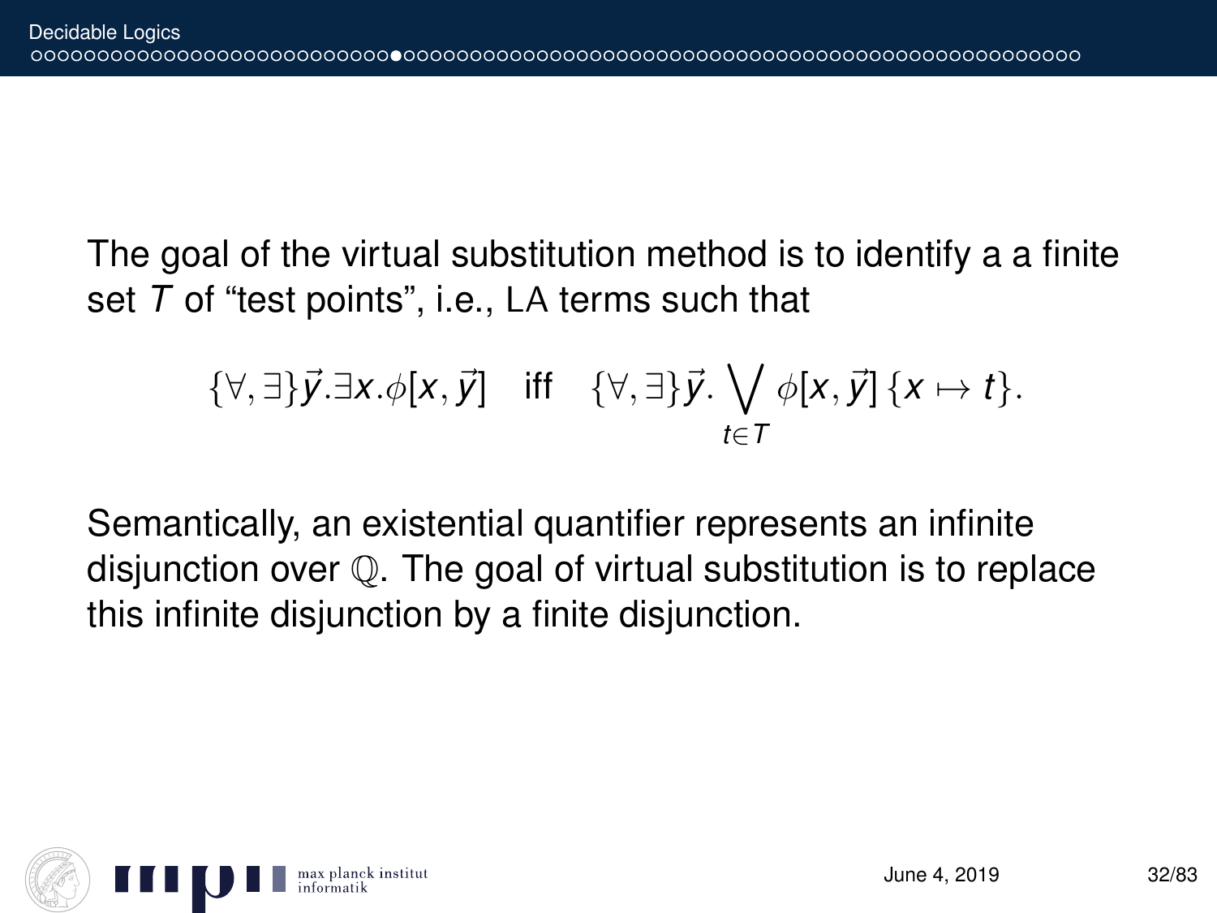The goal of the virtual substitution method is to identify a a finite set $T$ of "test points", i.e., LA terms such that

$$\{\forall, \exists\}\vec{y}.\exists x.\phi[x, \vec{y}] \quad \text{iff} \quad \{\forall, \exists\}\vec{y}. \bigvee_{t \in T} \phi[x, \vec{y}]\,\{x \mapsto t\}.$$

Semantically, an existential quantifier represents an infinite disjunction over $\mathbb{Q}$. The goal of virtual substitution is to replace this infinite disjunction by a finite disjunction.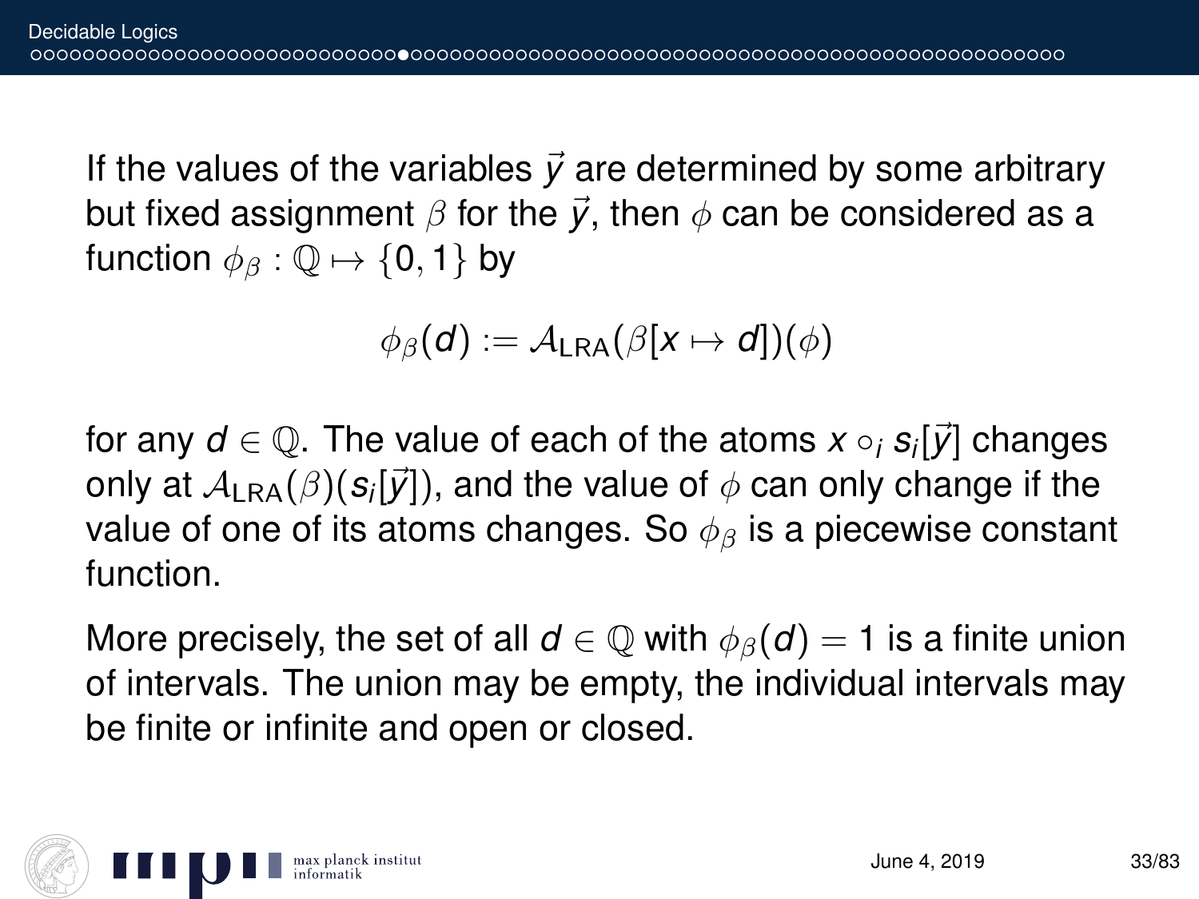If the values of the variables $\vec{y}$ are determined by some arbitrary but fixed assignment $\beta$ for the $\vec{y}$, then $\phi$ can be considered as a function $\phi_\beta : \mathbb{Q} \mapsto \{0, 1\}$ by

$$\phi_\beta(d) := \mathcal{A}_{\mathrm{LRA}}(\beta[x \mapsto d])(\phi)$$

for any $d \in \mathbb{Q}$. The value of each of the atoms $x \circ_i s_i[\vec{y}]$ changes only at $\mathcal{A}_{\mathrm{LRA}}(\beta)(s_i[\vec{y}])$, and the value of $\phi$ can only change if the value of one of its atoms changes. So $\phi_\beta$ is a piecewise constant function.

More precisely, the set of all $d \in \mathbb{Q}$ with $\phi_\beta(d) = 1$ is a finite union of intervals. The union may be empty, the individual intervals may be finite or infinite and open or closed.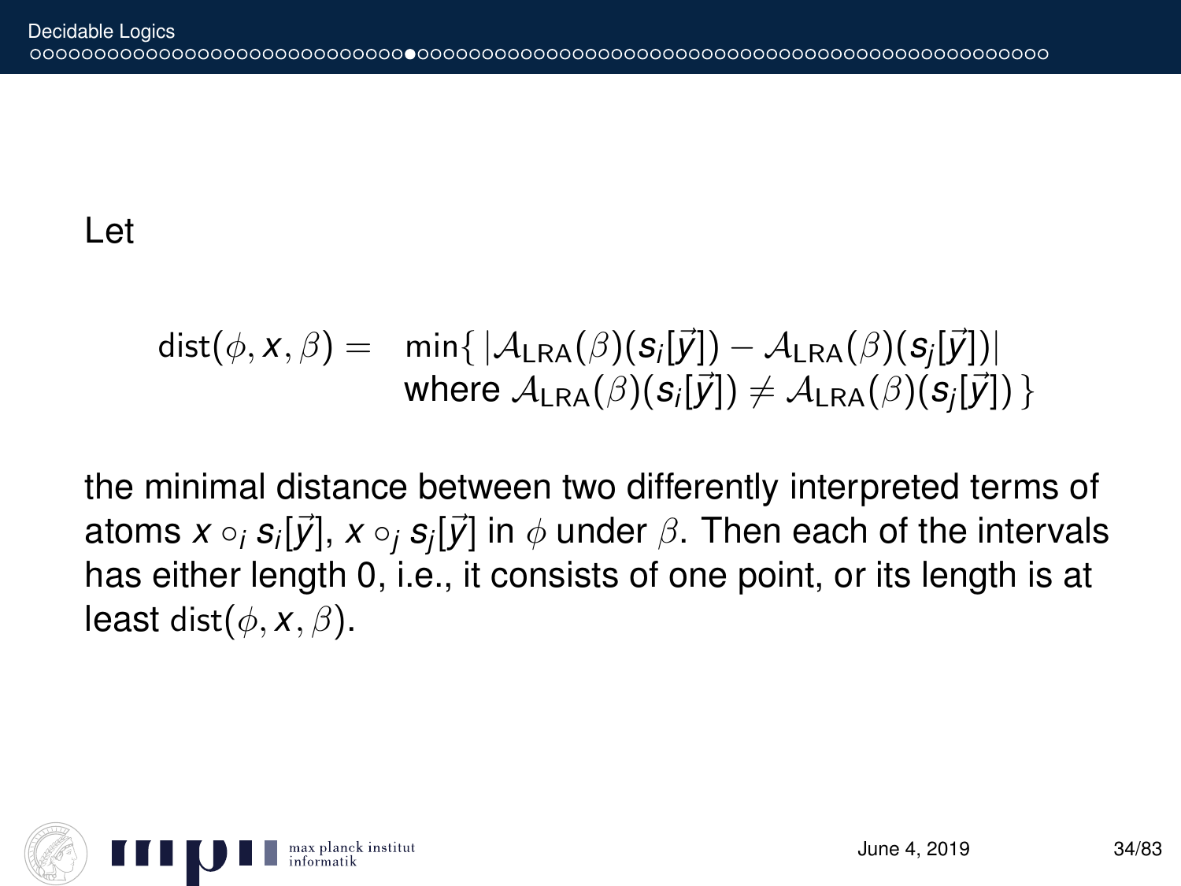Let

$$\mathrm{dist}(\phi, x, \beta) = \begin{array}{l} \min\{\, |\mathcal{A}_{\mathrm{LRA}}(\beta)(s_i[\vec{y}]) - \mathcal{A}_{\mathrm{LRA}}(\beta)(s_j[\vec{y}])| \\ \text{where } \mathcal{A}_{\mathrm{LRA}}(\beta)(s_i[\vec{y}]) \neq \mathcal{A}_{\mathrm{LRA}}(\beta)(s_j[\vec{y}])\,\} \end{array}$$

the minimal distance between two differently interpreted terms of atoms $x \circ_i s_i[\vec{y}]$, $x \circ_j s_j[\vec{y}]$ in $\phi$ under $\beta$. Then each of the intervals has either length 0, i.e., it consists of one point, or its length is at least $\mathrm{dist}(\phi, x, \beta)$.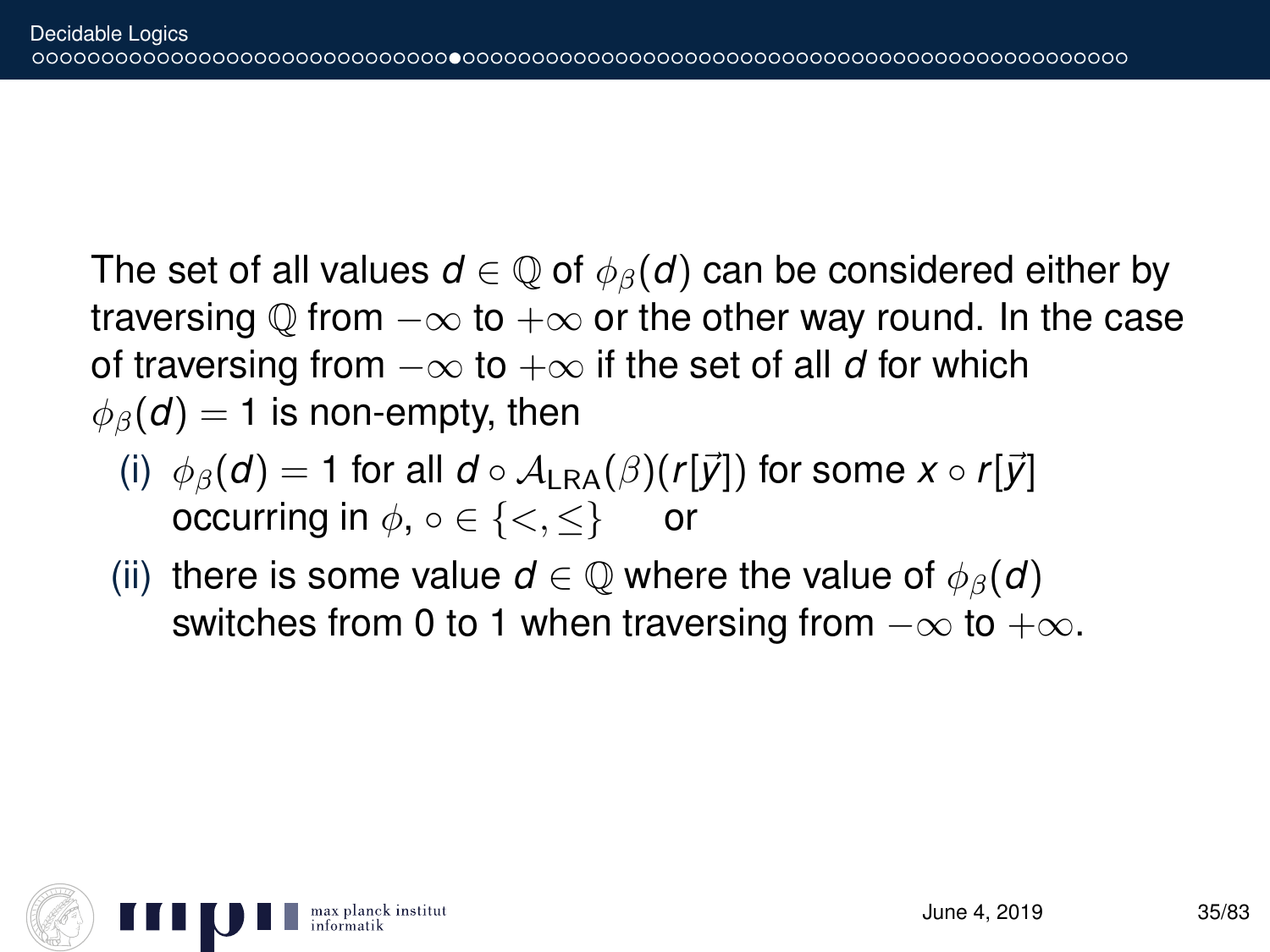The set of all values $d \in \mathbb{Q}$ of $\phi_\beta(d)$ can be considered either by traversing $\mathbb{Q}$ from $-\infty$ to $+\infty$ or the other way round. In the case of traversing from $-\infty$ to $+\infty$ if the set of all $d$ for which $\phi_\beta(d) = 1$ is non-empty, then

(i) $\phi_\beta(d) = 1$ for all $d \circ \mathcal{A}_{\mathrm{LRA}}(\beta)(r[\vec{y}])$ for some $x \circ r[\vec{y}]$ occurring in $\phi$, $\circ \in \{<, \leq\}$ or

(ii) there is some value $d \in \mathbb{Q}$ where the value of $\phi_\beta(d)$ switches from 0 to 1 when traversing from $-\infty$ to $+\infty$.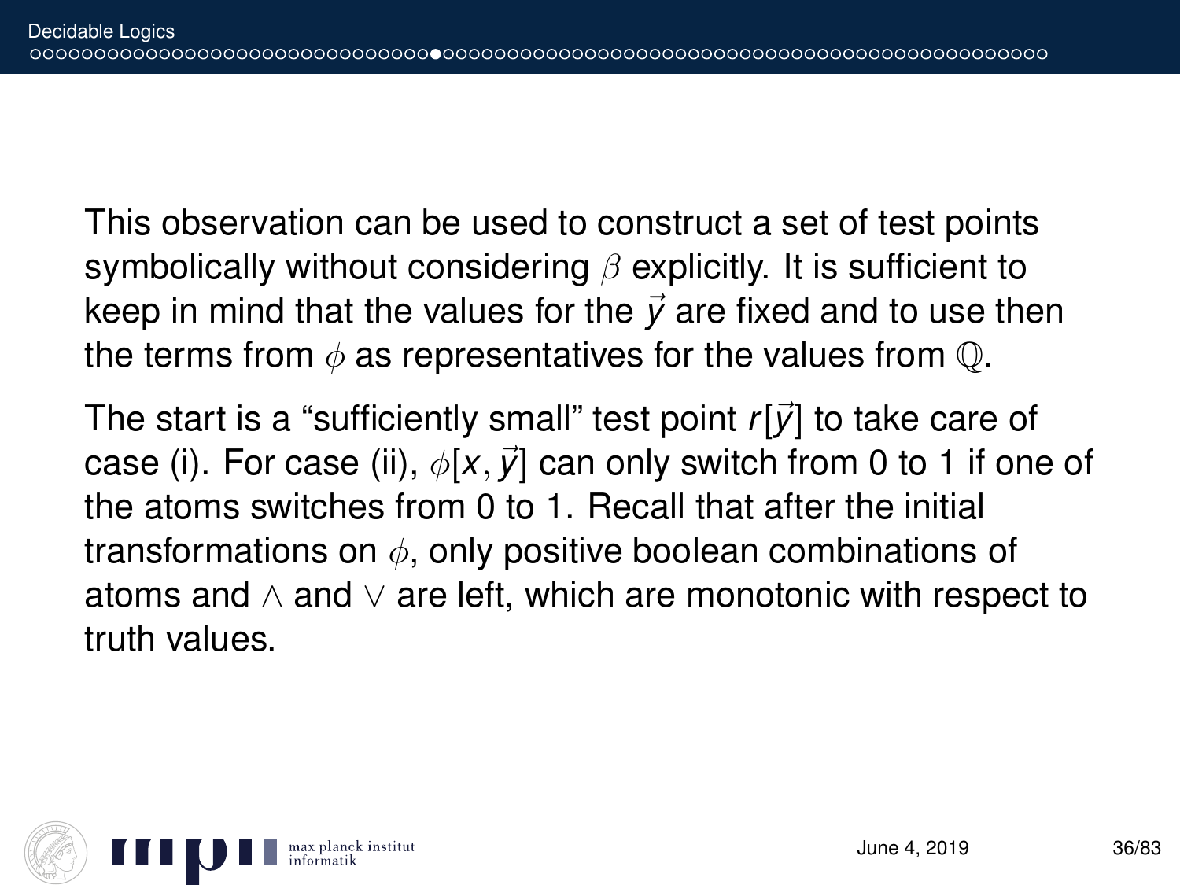This observation can be used to construct a set of test points symbolically without considering $\beta$ explicitly. It is sufficient to keep in mind that the values for the $\vec{y}$ are fixed and to use then the terms from $\phi$ as representatives for the values from $\mathbb{Q}$.

The start is a "sufficiently small" test point $r[\vec{y}]$ to take care of case (i). For case (ii), $\phi[x, \vec{y}]$ can only switch from 0 to 1 if one of the atoms switches from 0 to 1. Recall that after the initial transformations on $\phi$, only positive boolean combinations of atoms and $\wedge$ and $\vee$ are left, which are monotonic with respect to truth values.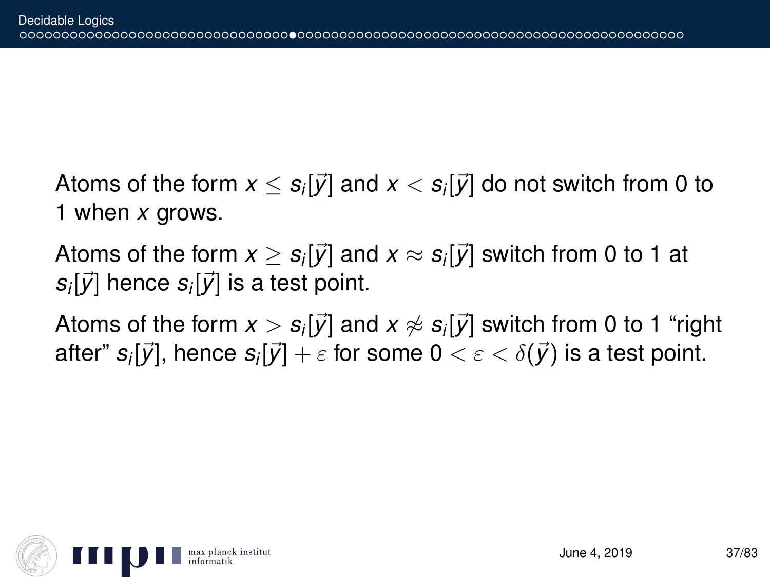Atoms of the form $x \leq s_i[\vec{y}]$ and $x < s_i[\vec{y}]$ do not switch from 0 to 1 when $x$ grows.

Atoms of the form $x \geq s_i[\vec{y}]$ and $x \approx s_i[\vec{y}]$ switch from 0 to 1 at $s_i[\vec{y}]$ hence $s_i[\vec{y}]$ is a test point.

Atoms of the form $x > s_i[\vec{y}]$ and $x \not\approx s_i[\vec{y}]$ switch from 0 to 1 "right after" $s_i[\vec{y}]$, hence $s_i[\vec{y}] + \varepsilon$ for some $0 < \varepsilon < \delta(\vec{y})$ is a test point.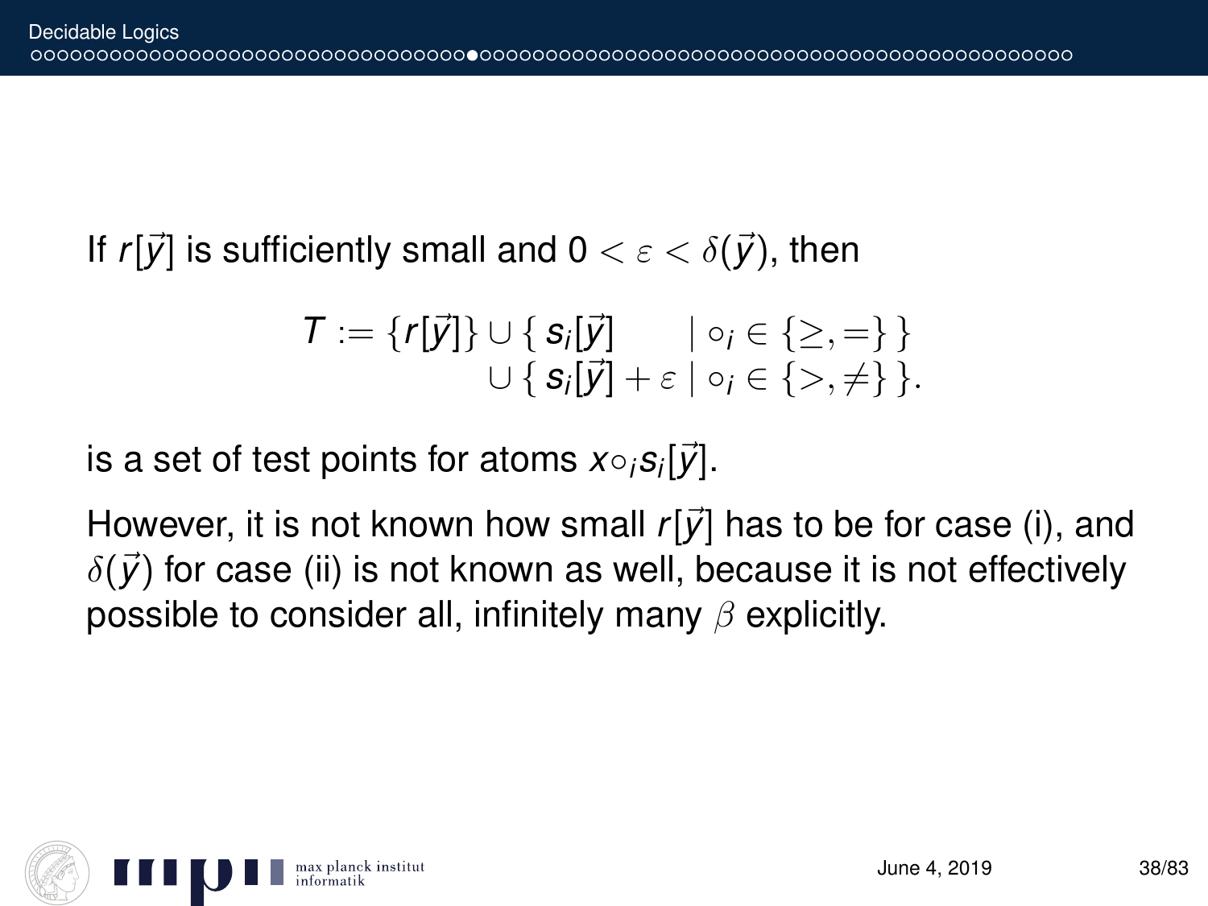If $r[\vec{y}]$ is sufficiently small and $0 < \varepsilon < \delta(\vec{y})$, then

$$
\begin{aligned}
T := \{r[\vec{y}]\} \cup \{\, & s_i[\vec{y}] \quad\ \ \mid \circ_i \in \{\geq, =\}\,\} \\
\cup \{\, & s_i[\vec{y}] + \varepsilon \mid \circ_i \in \{>, \neq\}\,\}.
\end{aligned}
$$

is a set of test points for atoms $x \circ_i s_i[\vec{y}]$.

However, it is not known how small $r[\vec{y}]$ has to be for case (i), and $\delta(\vec{y})$ for case (ii) is not known as well, because it is not effectively possible to consider all, infinitely many $\beta$ explicitly.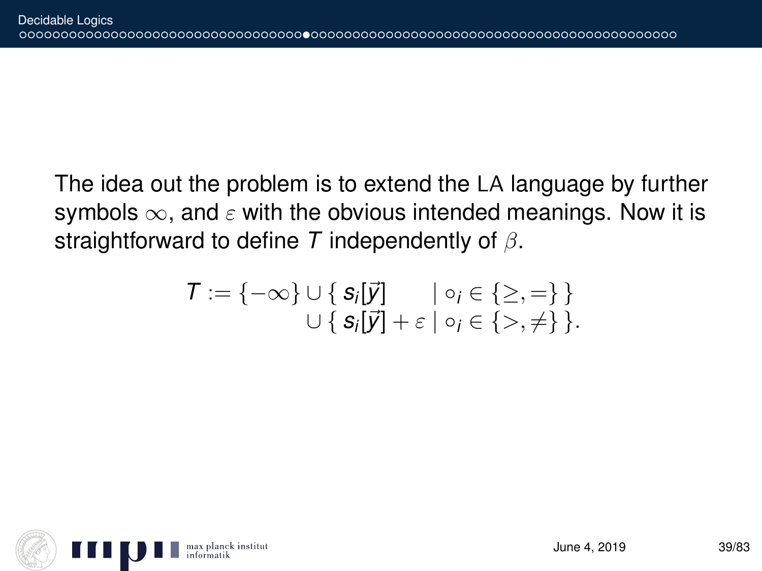The idea out the problem is to extend the LA language by further symbols $\infty$, and $\varepsilon$ with the obvious intended meanings. Now it is straightforward to define $T$ independently of $\beta$.

$$
\begin{aligned}
T := \{-\infty\} &\cup \{\, s_i[\vec{y}] \quad\;\; \mid \circ_i \in \{\geq, =\}\,\} \\
&\cup \{\, s_i[\vec{y}] + \varepsilon \mid \circ_i \in \{>, \neq\}\,\}.
\end{aligned}
$$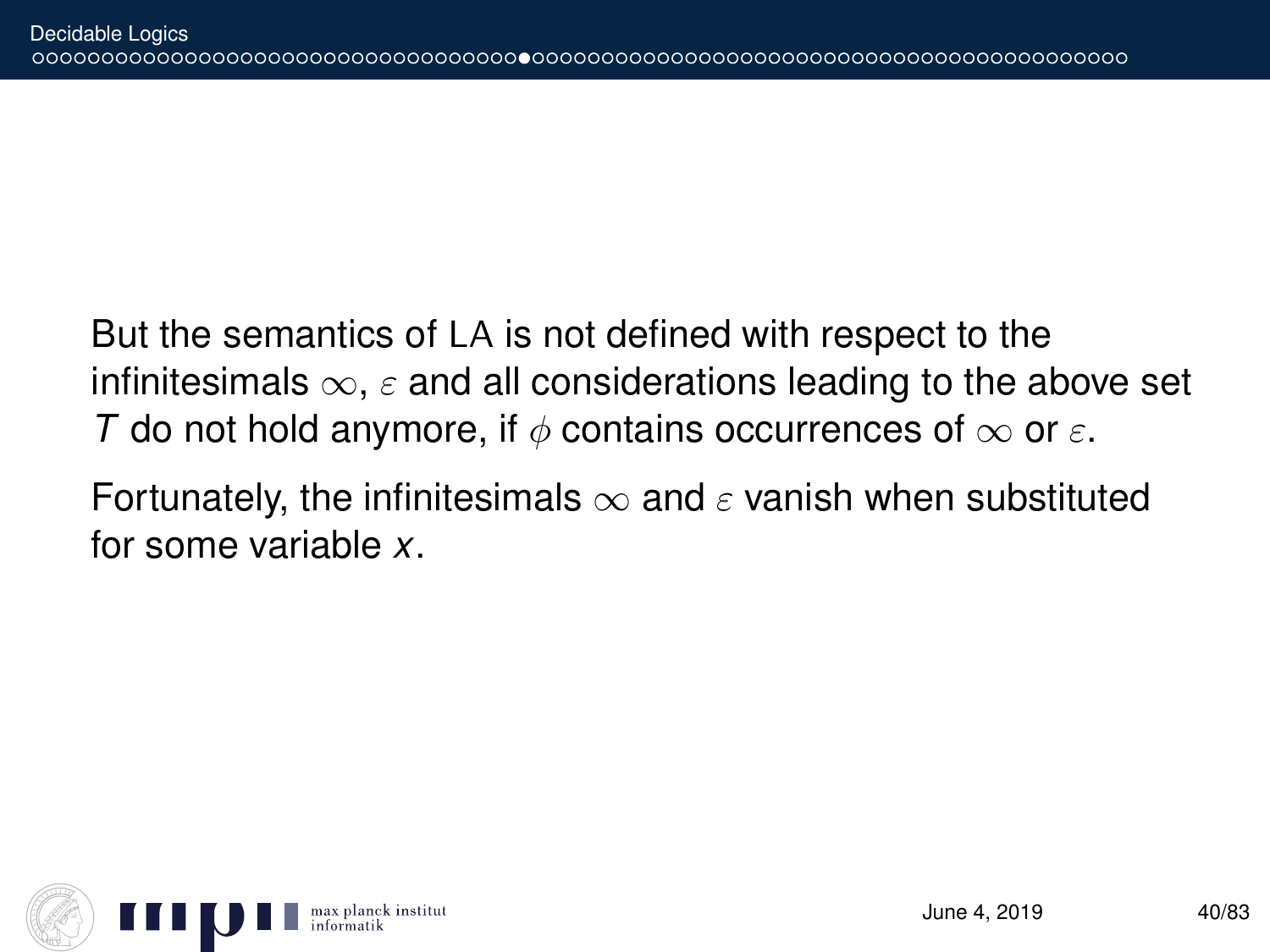But the semantics of LA is not defined with respect to the infinitesimals $\infty$, $\varepsilon$ and all considerations leading to the above set $T$ do not hold anymore, if $\phi$ contains occurrences of $\infty$ or $\varepsilon$.

Fortunately, the infinitesimals $\infty$ and $\varepsilon$ vanish when substituted for some variable $x$.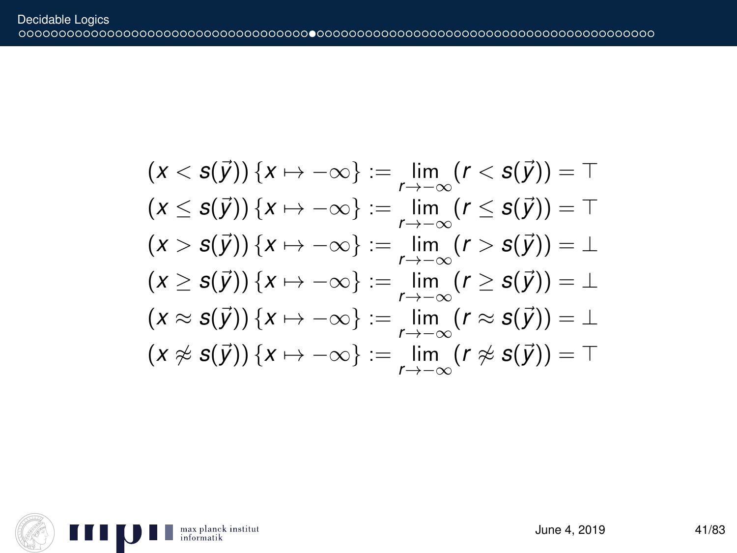$$(x < s(\vec{y}))\,\{x \mapsto -\infty\} := \lim_{r \to -\infty} (r < s(\vec{y})) = \top$$
$$(x \leq s(\vec{y}))\,\{x \mapsto -\infty\} := \lim_{r \to -\infty} (r \leq s(\vec{y})) = \top$$
$$(x > s(\vec{y}))\,\{x \mapsto -\infty\} := \lim_{r \to -\infty} (r > s(\vec{y})) = \bot$$
$$(x \geq s(\vec{y}))\,\{x \mapsto -\infty\} := \lim_{r \to -\infty} (r \geq s(\vec{y})) = \bot$$
$$(x \approx s(\vec{y}))\,\{x \mapsto -\infty\} := \lim_{r \to -\infty} (r \approx s(\vec{y})) = \bot$$
$$(x \not\approx s(\vec{y}))\,\{x \mapsto -\infty\} := \lim_{r \to -\infty} (r \not\approx s(\vec{y})) = \top$$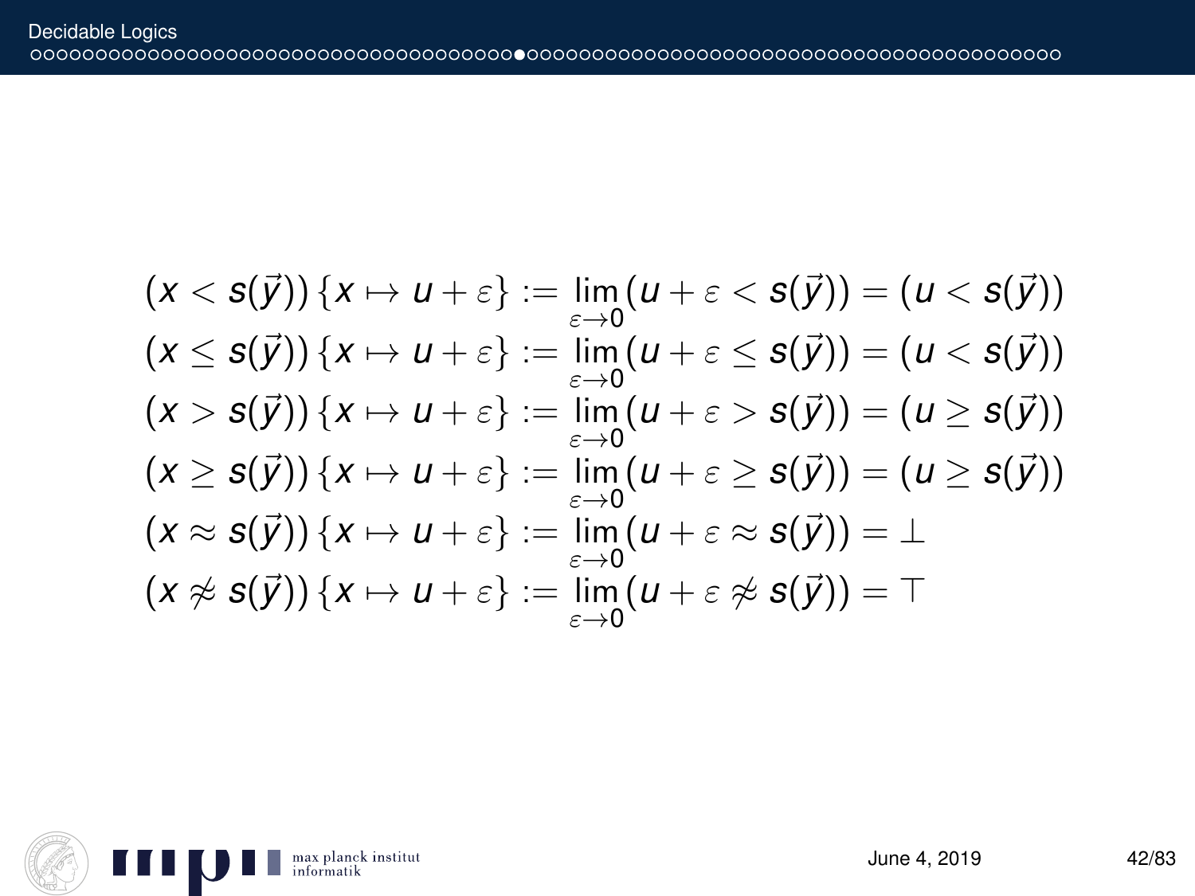$$
\begin{aligned}
(x < s(\vec{y}))\,\{x \mapsto u + \varepsilon\} &:= \lim_{\varepsilon \to 0} (u + \varepsilon < s(\vec{y})) = (u < s(\vec{y})) \\
(x \leq s(\vec{y}))\,\{x \mapsto u + \varepsilon\} &:= \lim_{\varepsilon \to 0} (u + \varepsilon \leq s(\vec{y})) = (u < s(\vec{y})) \\
(x > s(\vec{y}))\,\{x \mapsto u + \varepsilon\} &:= \lim_{\varepsilon \to 0} (u + \varepsilon > s(\vec{y})) = (u \geq s(\vec{y})) \\
(x \geq s(\vec{y}))\,\{x \mapsto u + \varepsilon\} &:= \lim_{\varepsilon \to 0} (u + \varepsilon \geq s(\vec{y})) = (u \geq s(\vec{y})) \\
(x \approx s(\vec{y}))\,\{x \mapsto u + \varepsilon\} &:= \lim_{\varepsilon \to 0} (u + \varepsilon \approx s(\vec{y})) = \bot \\
(x \not\approx s(\vec{y}))\,\{x \mapsto u + \varepsilon\} &:= \lim_{\varepsilon \to 0} (u + \varepsilon \not\approx s(\vec{y})) = \top
\end{aligned}
$$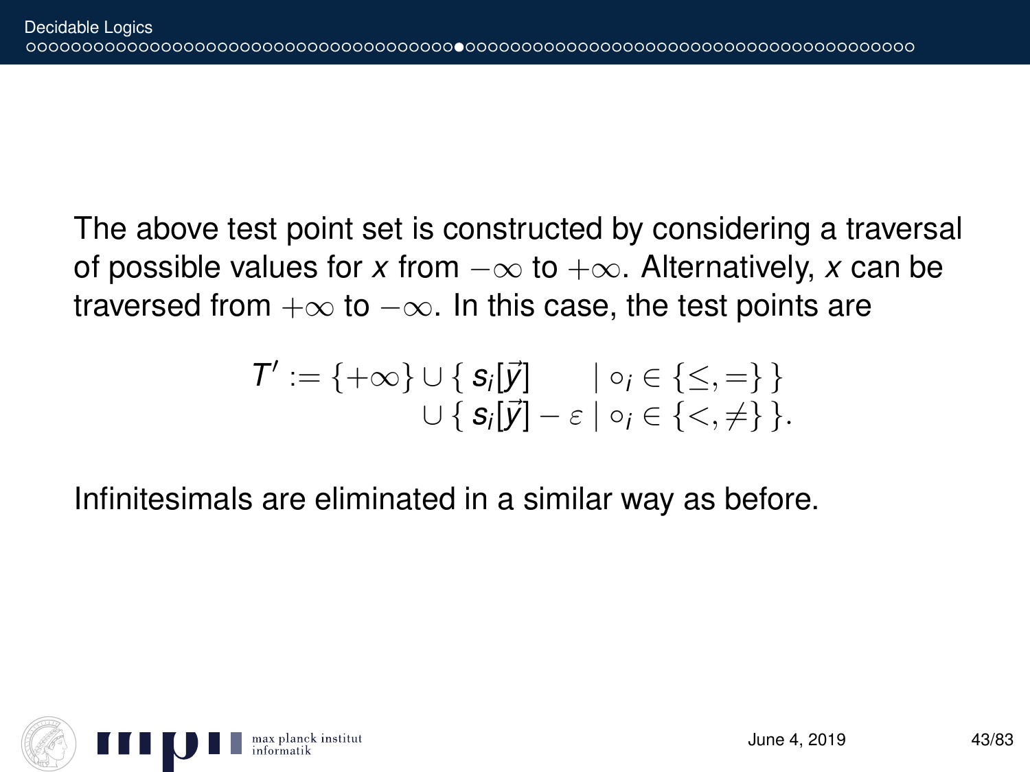The above test point set is constructed by considering a traversal of possible values for $x$ from $-\infty$ to $+\infty$. Alternatively, $x$ can be traversed from $+\infty$ to $-\infty$. In this case, the test points are

$$
\begin{aligned}
T' := \{+\infty\} &\cup \{\, s_i[\vec{y}] \quad\;\; \mid \circ_i \in \{\leq, =\}\,\} \\
&\cup \{\, s_i[\vec{y}] - \varepsilon \mid \circ_i \in \{<, \neq\}\,\}.
\end{aligned}
$$

Infinitesimals are eliminated in a similar way as before.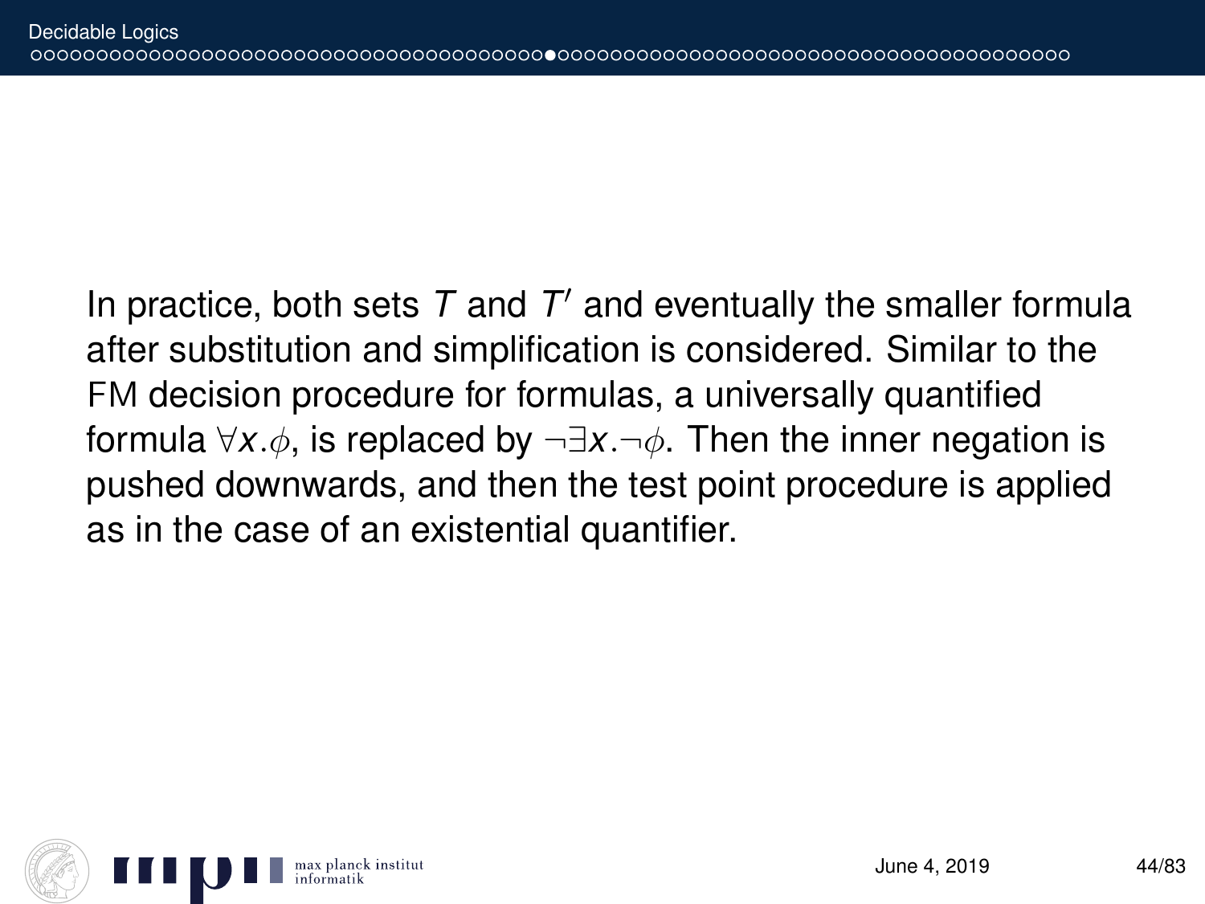In practice, both sets $T$ and $T'$ and eventually the smaller formula after substitution and simplification is considered. Similar to the FM decision procedure for formulas, a universally quantified formula $\forall x.\phi$, is replaced by $\neg\exists x.\neg\phi$. Then the inner negation is pushed downwards, and then the test point procedure is applied as in the case of an existential quantifier.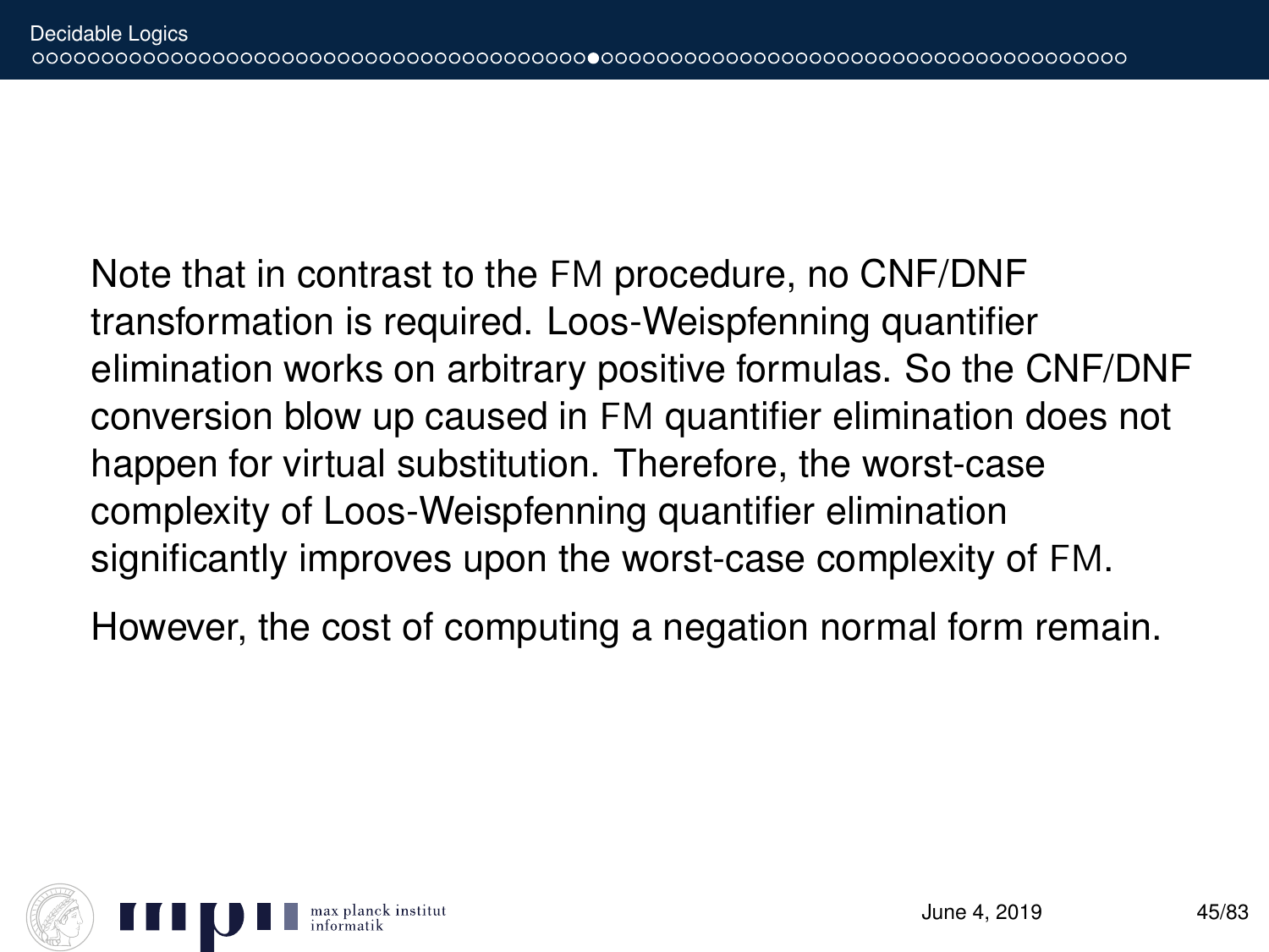Note that in contrast to the FM procedure, no CNF/DNF transformation is required. Loos-Weispfenning quantifier elimination works on arbitrary positive formulas. So the CNF/DNF conversion blow up caused in FM quantifier elimination does not happen for virtual substitution. Therefore, the worst-case complexity of Loos-Weispfenning quantifier elimination significantly improves upon the worst-case complexity of FM.

However, the cost of computing a negation normal form remain.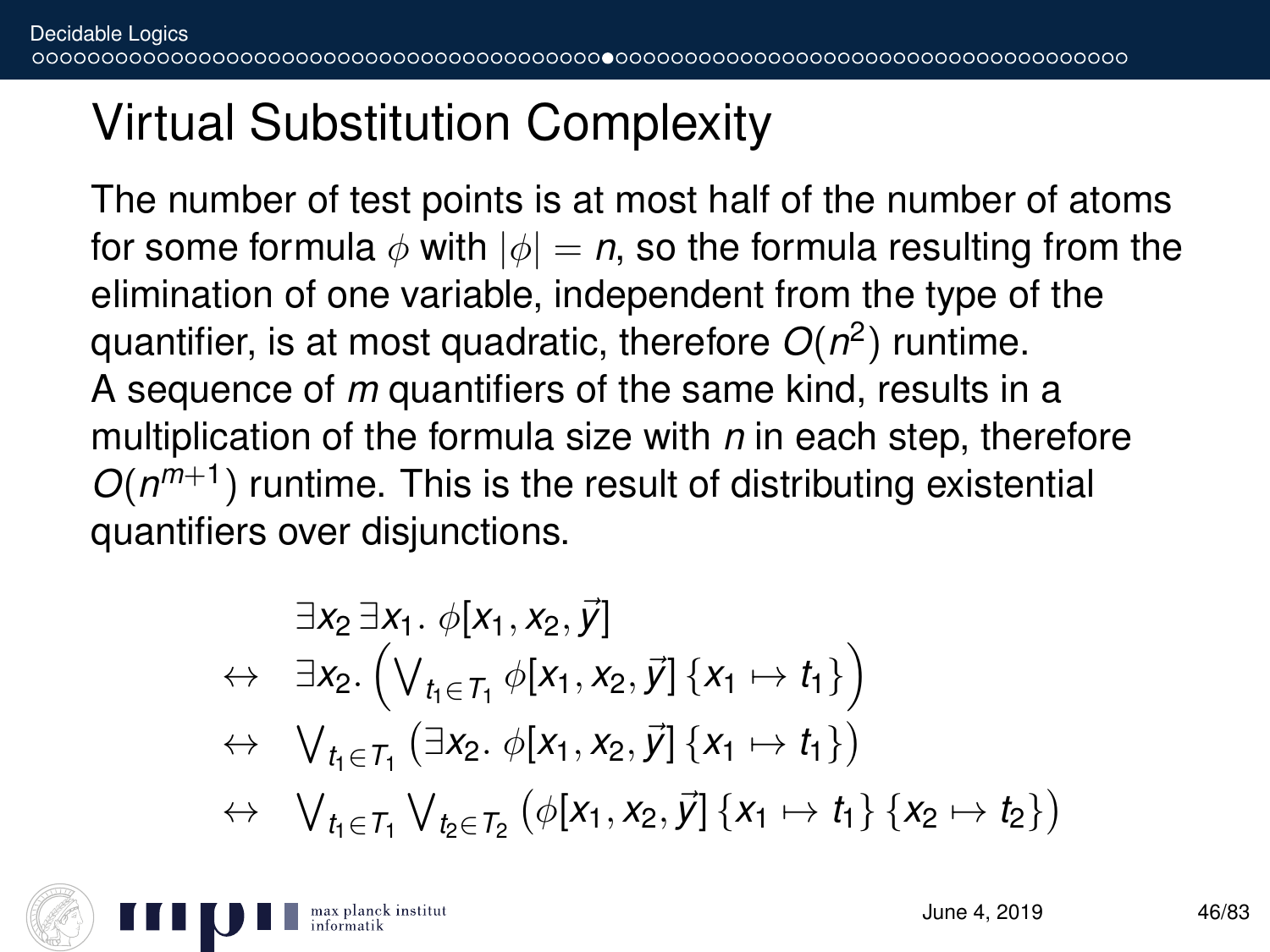# Virtual Substitution Complexity

The number of test points is at most half of the number of atoms for some formula $\phi$ with $|\phi| = n$, so the formula resulting from the elimination of one variable, independent from the type of the quantifier, is at most quadratic, therefore $O(n^2)$ runtime.
A sequence of $m$ quantifiers of the same kind, results in a multiplication of the formula size with $n$ in each step, therefore $O(n^{m+1})$ runtime. This is the result of distributing existential quantifiers over disjunctions.

$$
\begin{aligned}
& \exists x_2 \, \exists x_1 . \, \phi[x_1, x_2, \vec{y}] \\
\leftrightarrow \quad & \exists x_2 . \left( \bigvee_{t_1 \in T_1} \phi[x_1, x_2, \vec{y}] \, \{x_1 \mapsto t_1\} \right) \\
\leftrightarrow \quad & \bigvee_{t_1 \in T_1} \left( \exists x_2 . \, \phi[x_1, x_2, \vec{y}] \, \{x_1 \mapsto t_1\} \right) \\
\leftrightarrow \quad & \bigvee_{t_1 \in T_1} \bigvee_{t_2 \in T_2} \left( \phi[x_1, x_2, \vec{y}] \, \{x_1 \mapsto t_1\} \, \{x_2 \mapsto t_2\} \right)
\end{aligned}
$$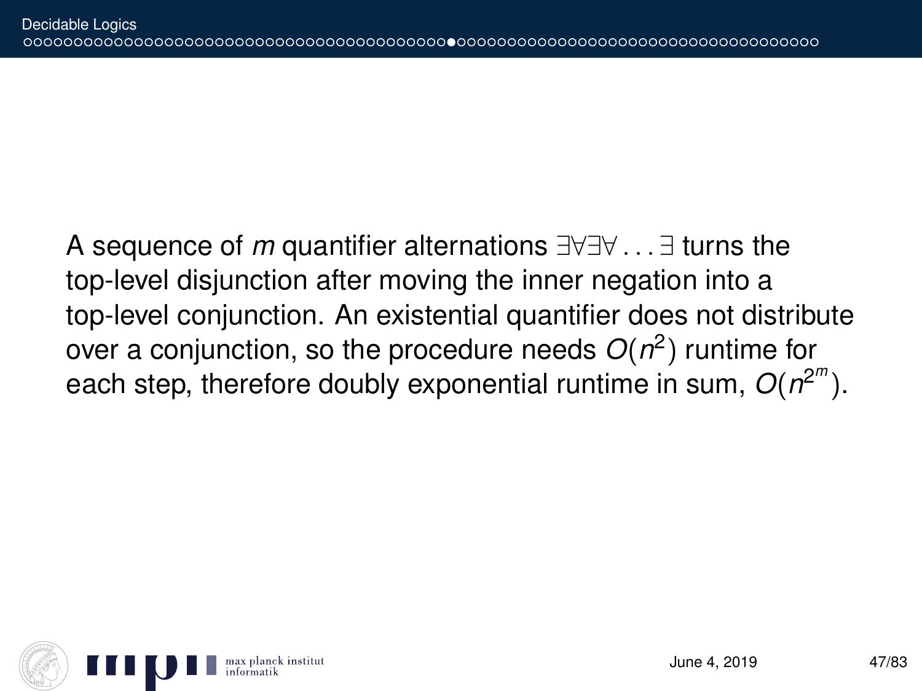A sequence of $m$ quantifier alternations $\exists\forall\exists\forall\ldots\exists$ turns the top-level disjunction after moving the inner negation into a top-level conjunction. An existential quantifier does not distribute over a conjunction, so the procedure needs $O(n^2)$ runtime for each step, therefore doubly exponential runtime in sum, $O(n^{2^m})$.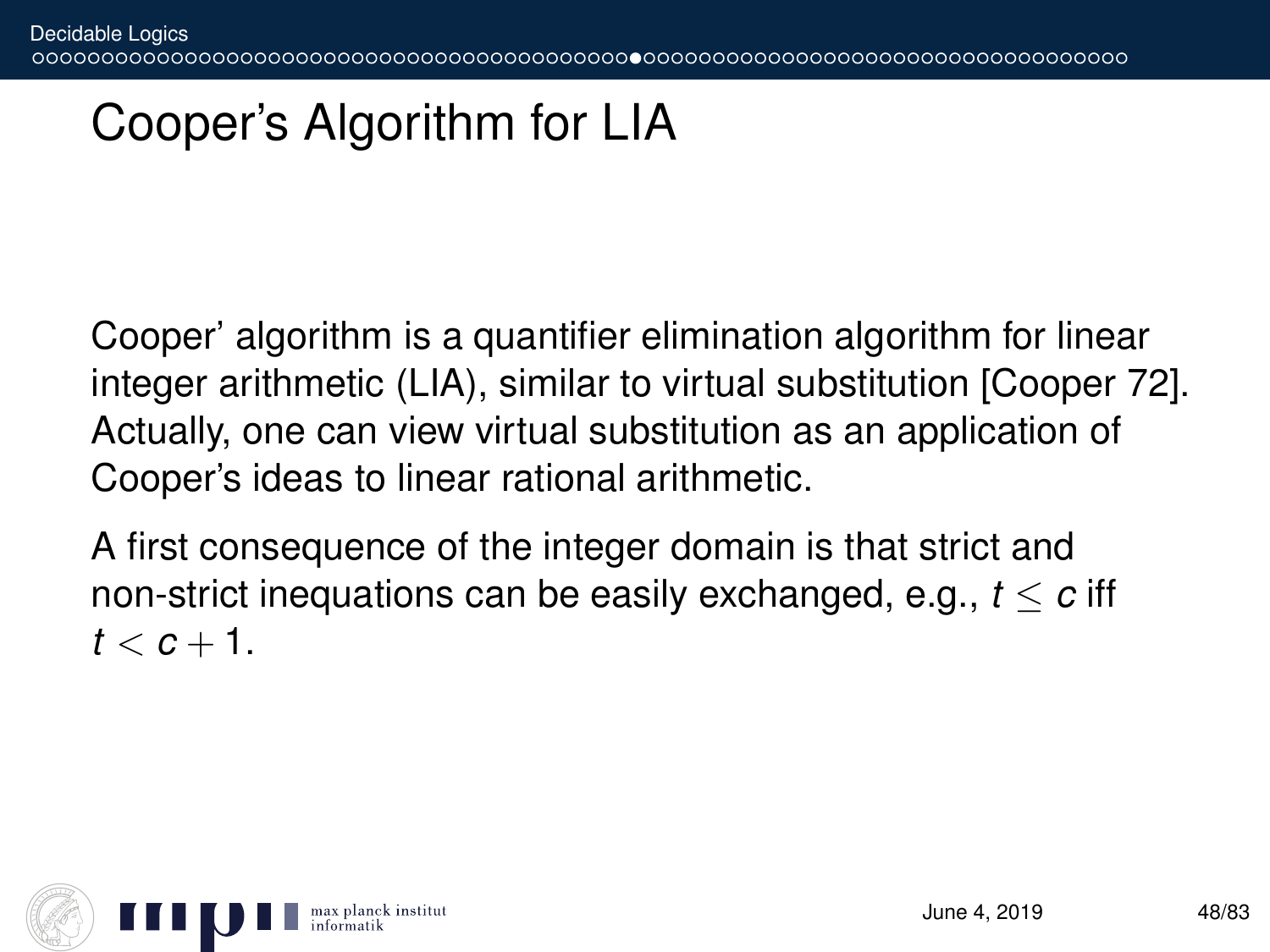# Cooper's Algorithm for LIA

Cooper' algorithm is a quantifier elimination algorithm for linear integer arithmetic (LIA), similar to virtual substitution [Cooper 72]. Actually, one can view virtual substitution as an application of Cooper's ideas to linear rational arithmetic.

A first consequence of the integer domain is that strict and non-strict inequations can be easily exchanged, e.g., $t \leq c$ iff $t < c + 1$.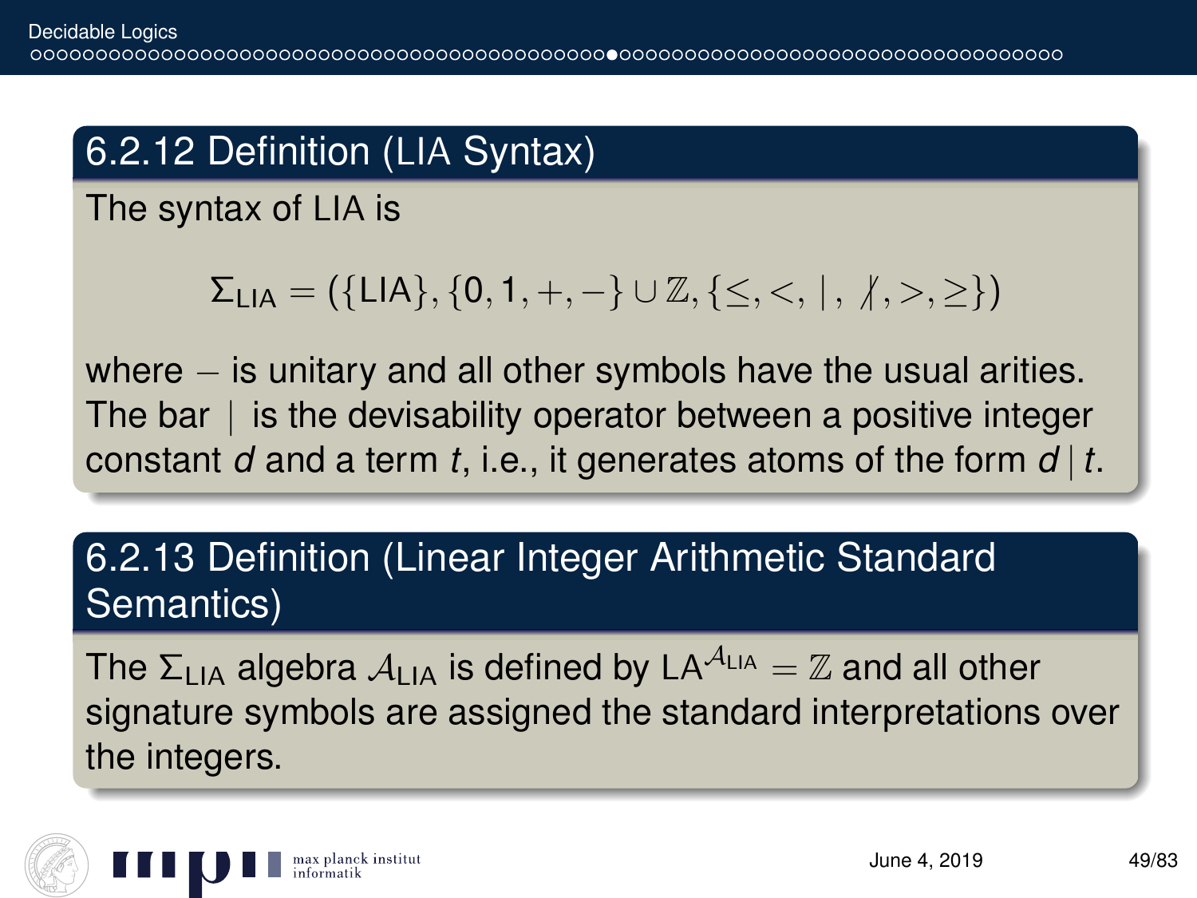## 6.2.12 Definition (LIA Syntax)

The syntax of LIA is

$$\Sigma_{\mathsf{LIA}} = (\{\mathsf{LIA}\}, \{0, 1, +, -\} \cup \mathbb{Z}, \{\leq, <, \mid, \nmid, >, \geq\})$$

where $-$ is unitary and all other symbols have the usual arities. The bar $\mid$ is the devisability operator between a positive integer constant $d$ and a term $t$, i.e., it generates atoms of the form $d \mid t$.

## 6.2.13 Definition (Linear Integer Arithmetic Standard Semantics)

The $\Sigma_{\mathsf{LIA}}$ algebra $\mathcal{A}_{\mathsf{LIA}}$ is defined by $\mathsf{LA}^{\mathcal{A}_{\mathsf{LIA}}} = \mathbb{Z}$ and all other signature symbols are assigned the standard interpretations over the integers.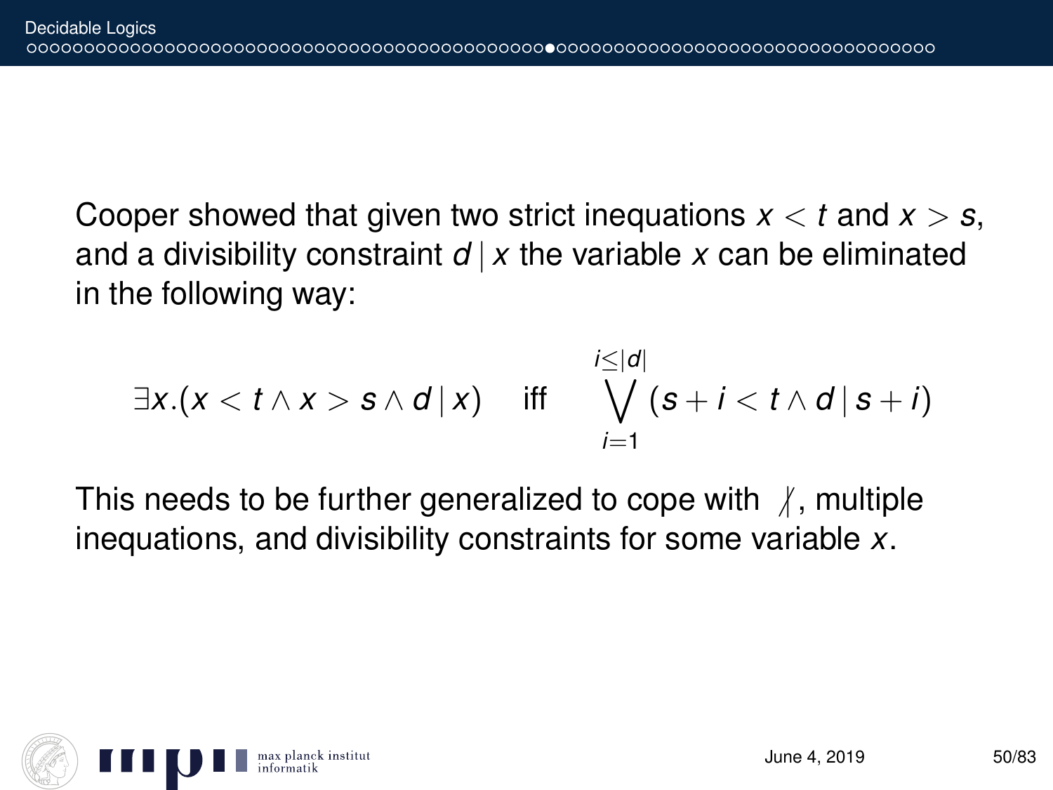Cooper showed that given two strict inequations $x < t$ and $x > s$, and a divisibility constraint $d \mid x$ the variable $x$ can be eliminated in the following way:

$$\exists x.(x < t \land x > s \land d \mid x) \quad \text{iff} \quad \bigvee_{i=1}^{i \leq |d|} (s + i < t \land d \mid s + i)$$

This needs to be further generalized to cope with $\nmid$, multiple inequations, and divisibility constraints for some variable $x$.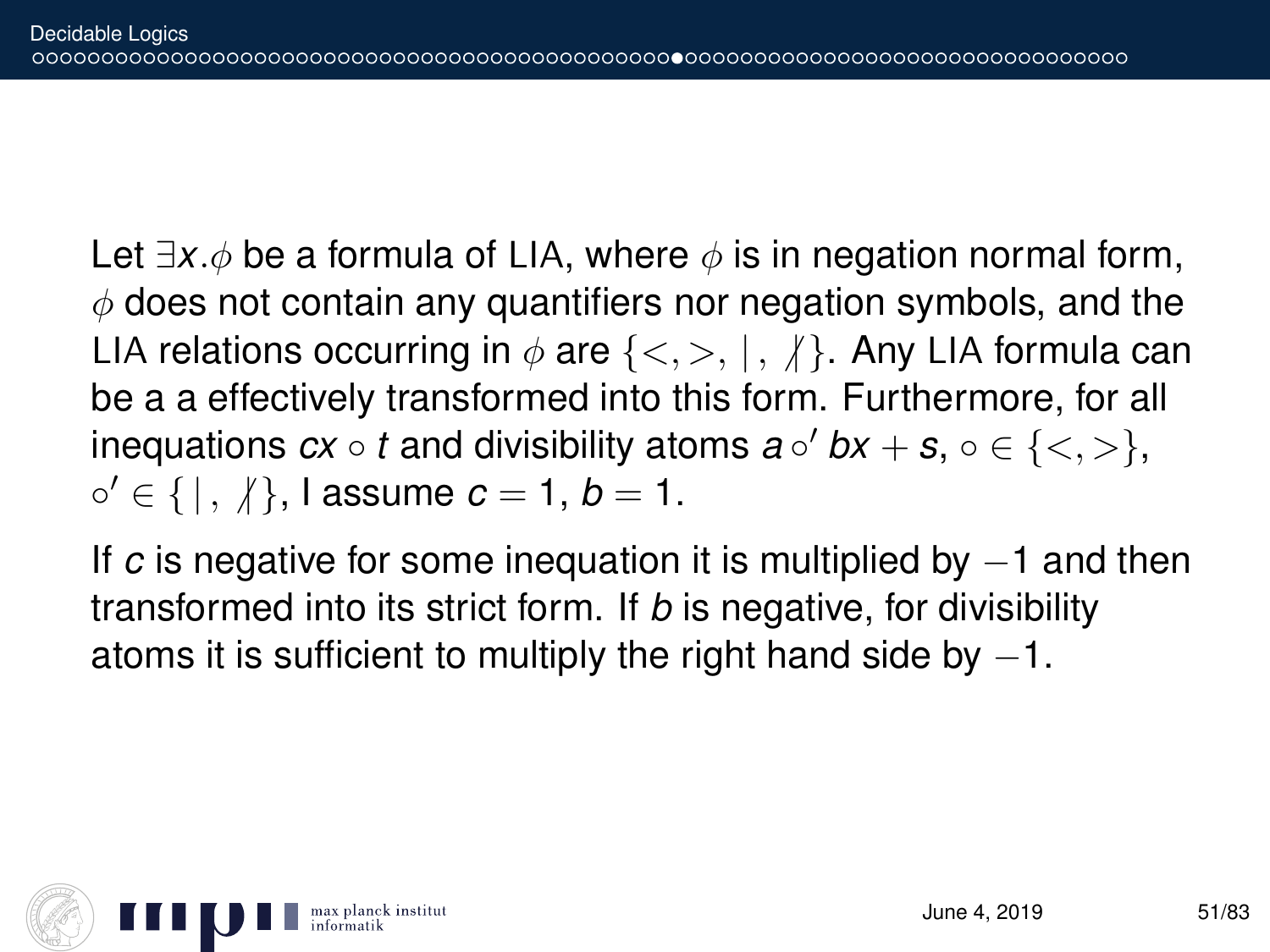Let $\exists x.\phi$ be a formula of LIA, where $\phi$ is in negation normal form, $\phi$ does not contain any quantifiers nor negation symbols, and the LIA relations occurring in $\phi$ are $\{<, >, |, \nmid\}$. Any LIA formula can be a a effectively transformed into this form. Furthermore, for all inequations $cx \circ t$ and divisibility atoms $a \circ' bx + s$, $\circ \in \{<, >\}$, $\circ' \in \{|, \nmid\}$, I assume $c = 1$, $b = 1$.

If $c$ is negative for some inequation it is multiplied by $-1$ and then transformed into its strict form. If $b$ is negative, for divisibility atoms it is sufficient to multiply the right hand side by $-1$.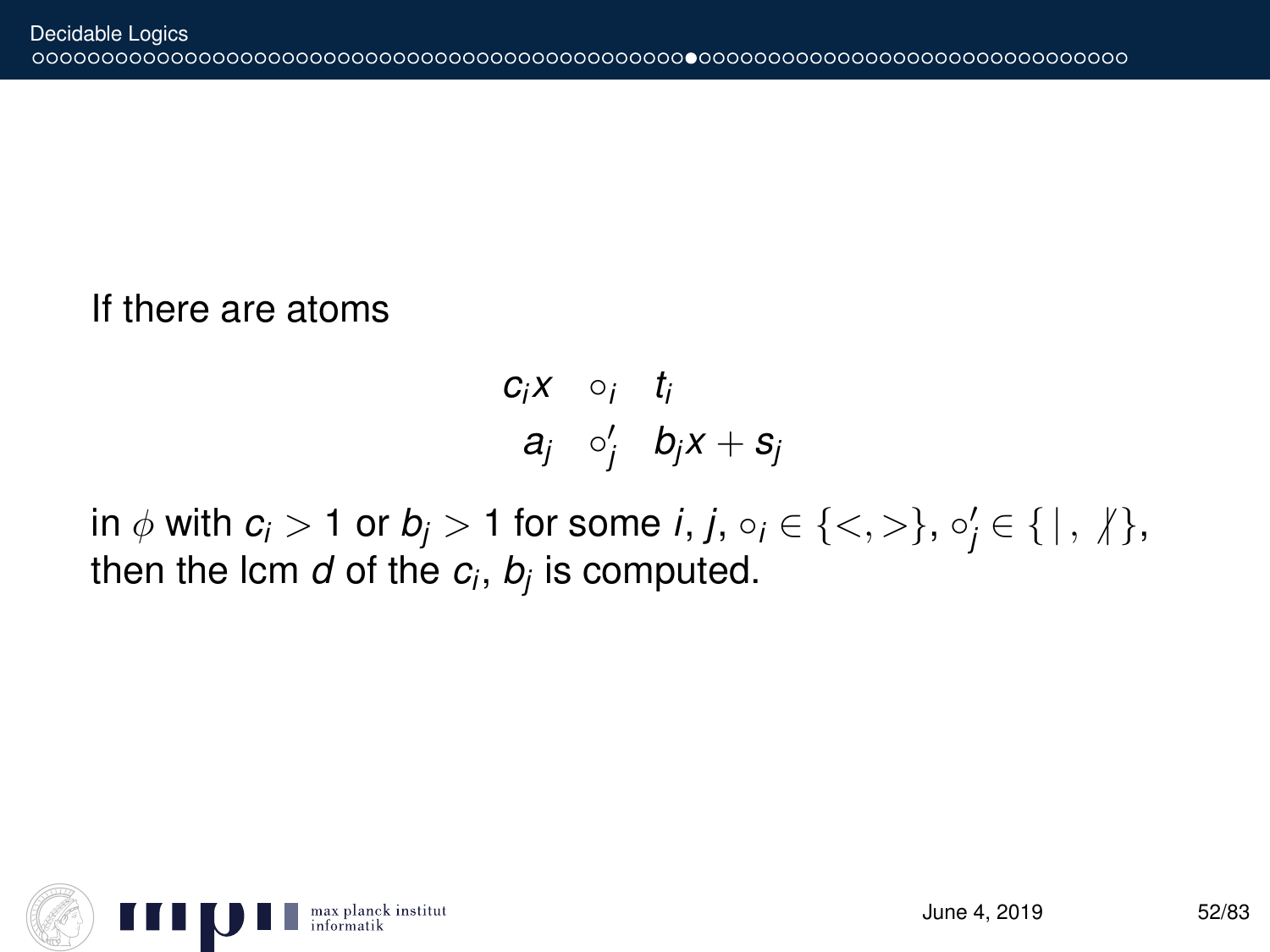If there are atoms

$$
\begin{array}{rcl}
c_i x & \circ_i & t_i \\
a_j & \circ'_j & b_j x + s_j
\end{array}
$$

in $\phi$ with $c_i > 1$ or $b_j > 1$ for some $i$, $j$, $\circ_i \in \{<, >\}$, $\circ'_j \in \{\,|\,,\ \not|\,\}$, then the lcm $d$ of the $c_i$, $b_j$ is computed.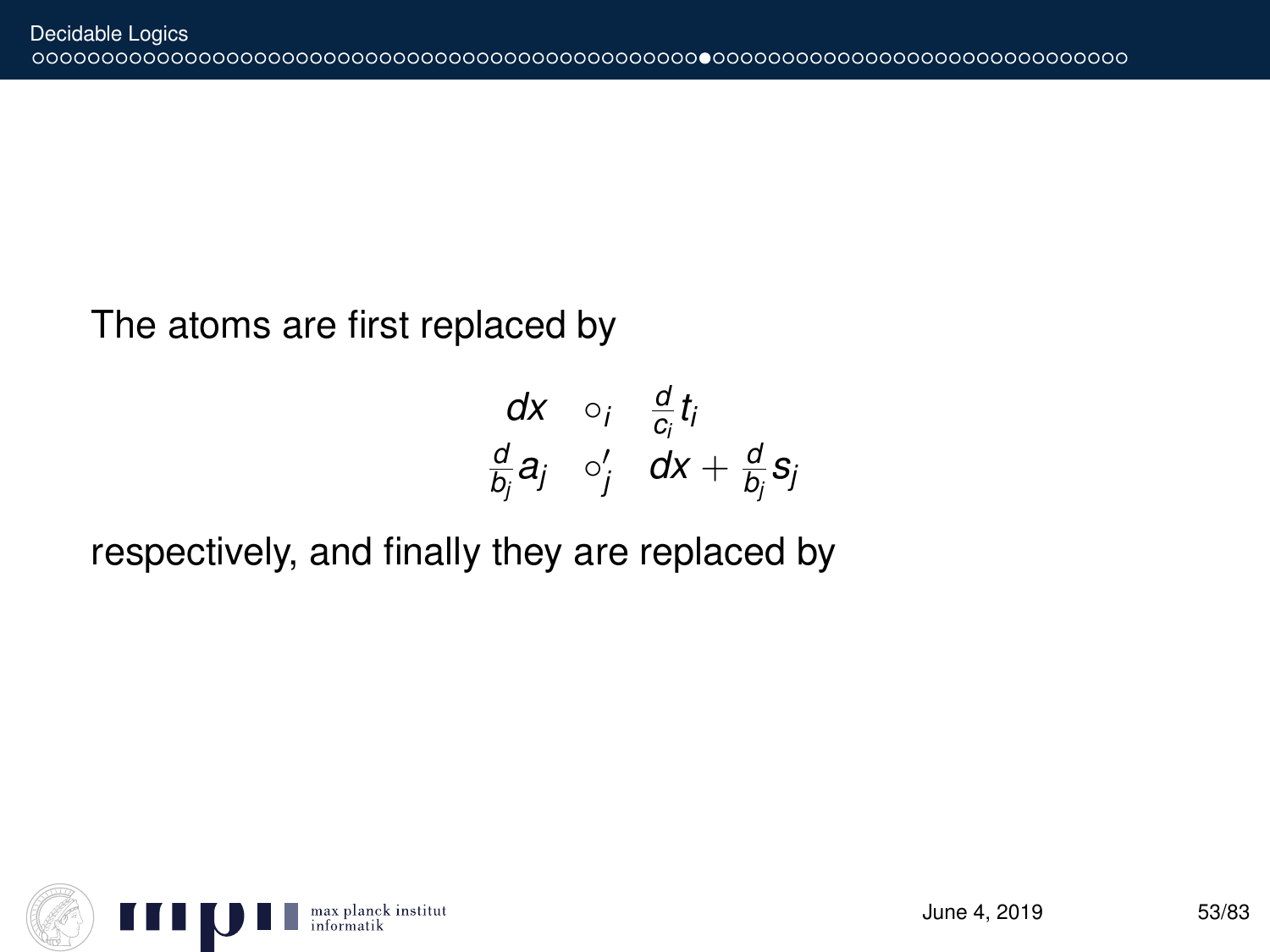The atoms are first replaced by

$$
\begin{array}{ccc}
dx & \circ_i & \frac{d}{c_i} t_i \\
\frac{d}{b_j} a_j & \circ'_j & dx + \frac{d}{b_j} s_j
\end{array}
$$

respectively, and finally they are replaced by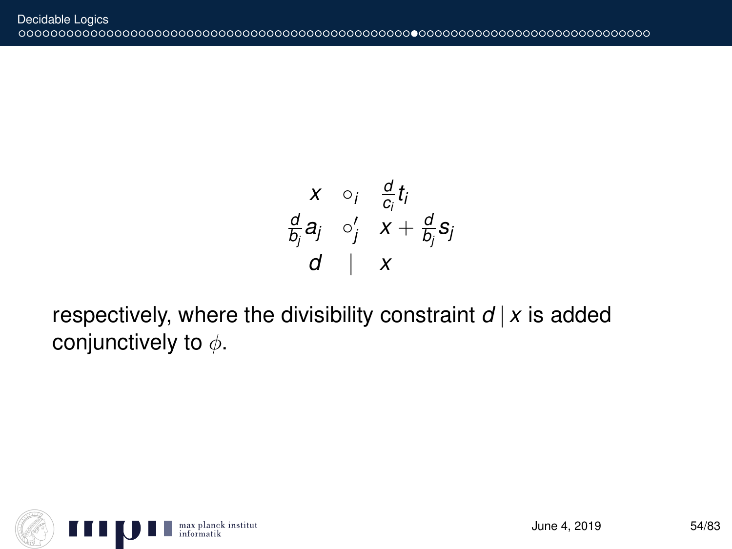$$
\begin{array}{ccc}
x & \circ_i & \frac{d}{c_i} t_i \\
\frac{d}{b_j} a_j & \circ_j' & x + \frac{d}{b_j} s_j \\
d & \mid & x
\end{array}
$$

respectively, where the divisibility constraint $d \mid x$ is added conjunctively to $\phi$.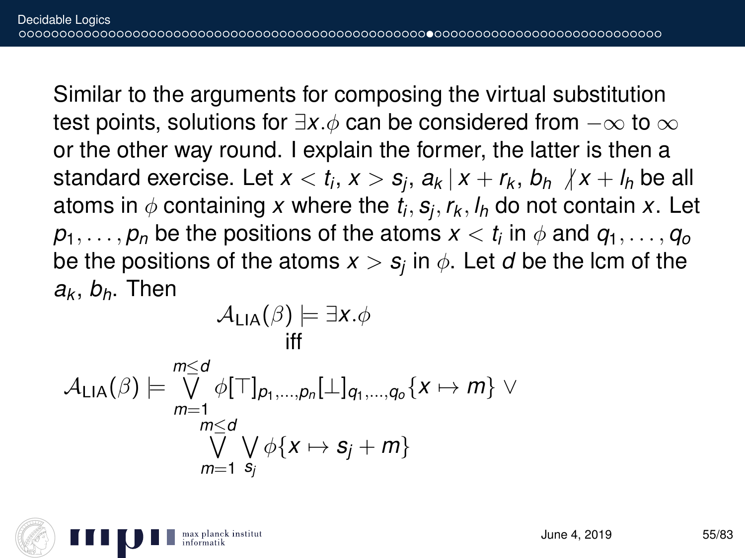Similar to the arguments for composing the virtual substitution test points, solutions for $\exists x.\phi$ can be considered from $-\infty$ to $\infty$ or the other way round. I explain the former, the latter is then a standard exercise. Let $x < t_i$, $x > s_j$, $a_k \mid x + r_k$, $b_h \nmid x + l_h$ be all atoms in $\phi$ containing $x$ where the $t_i, s_j, r_k, l_h$ do not contain $x$. Let $p_1, \ldots, p_n$ be the positions of the atoms $x < t_i$ in $\phi$ and $q_1, \ldots, q_o$ be the positions of the atoms $x > s_j$ in $\phi$. Let $d$ be the lcm of the $a_k$, $b_h$. Then

$$\mathcal{A}_{\mathrm{LIA}}(\beta) \models \exists x.\phi$$

iff

$$\mathcal{A}_{\mathrm{LIA}}(\beta) \models \bigvee_{m=1}^{m\leq d} \phi[\top]_{p_1,\ldots,p_n}[\bot]_{q_1,\ldots,q_o}\{x \mapsto m\} \vee \bigvee_{m=1}^{m\leq d} \bigvee_{s_j} \phi\{x \mapsto s_j + m\}$$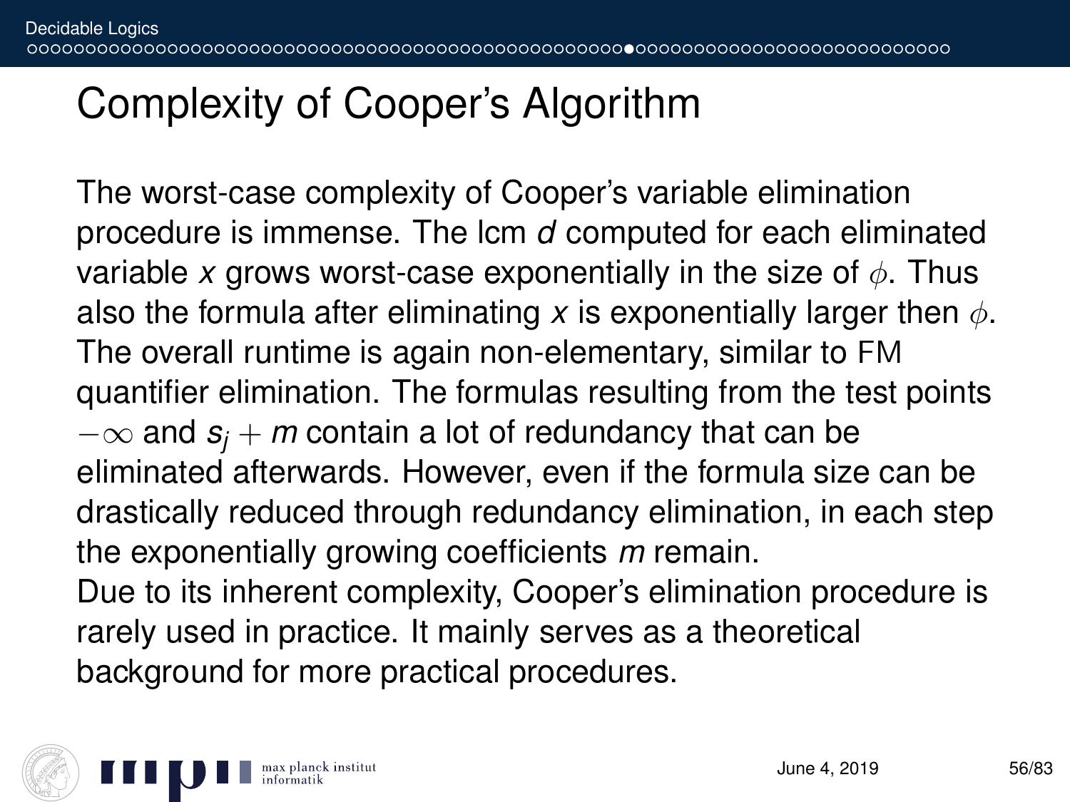# Complexity of Cooper's Algorithm

The worst-case complexity of Cooper's variable elimination procedure is immense. The lcm $d$ computed for each eliminated variable $x$ grows worst-case exponentially in the size of $\phi$. Thus also the formula after eliminating $x$ is exponentially larger then $\phi$. The overall runtime is again non-elementary, similar to FM quantifier elimination. The formulas resulting from the test points $-\infty$ and $s_j + m$ contain a lot of redundancy that can be eliminated afterwards. However, even if the formula size can be drastically reduced through redundancy elimination, in each step the exponentially growing coefficients $m$ remain.
Due to its inherent complexity, Cooper's elimination procedure is rarely used in practice. It mainly serves as a theoretical background for more practical procedures.